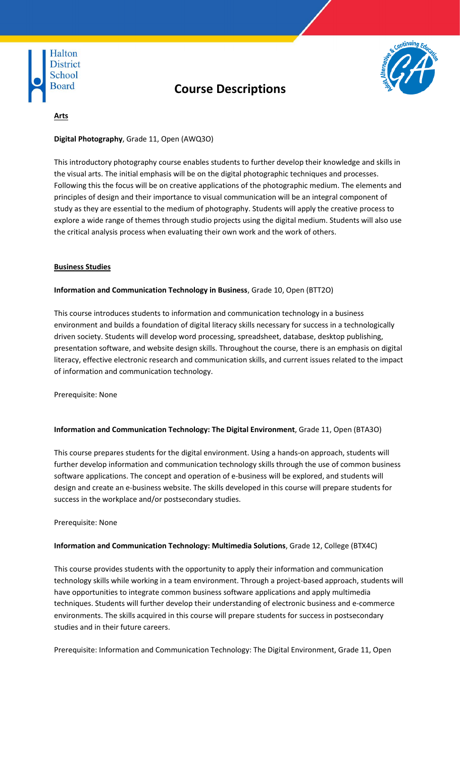# Course Descriptions

**Arts**

**Digital Photography**, Grade 11, Open (AWQ3O)

This introductory photography course enables students to further develop their knowledge and skills in the visual arts. The initial emphasis will be on the digital photographic techniques and processes. Following this the focus will be on creative applications of the photographic medium. The elements and principles of design and their importance to visual communication will be an integral component of study as they are essential to the medium of photography. Students will apply the creative process to explore a wide range of themes through studio projects using the digital medium. Students will also use the critical analysis process when evaluating their own work and the work of others.

**Business Studies**

**Information and Communication Technology in Business**, Grade 10, Open (BTT2O)

This course introduces students to information and communication technology in a business environment and builds a foundation of digital literacy skills necessary for success in a technologically driven society. Students will develop word processing, spreadsheet, database, desktop publishing, presentation software, and website design skills. Throughout the course, there is an emphasis on digital literacy, effective electronic research and communication skills, and current issues related to the impact of information and communication technology.

Prerequisite: None

**Information and Communication Technology: The Digital Environment**, Grade 11, Open (BTA3O)

This course prepares students for the digital environment. Using a hands-on approach, students will further develop information and communication technology skills through the use of common business software applications. The concept and operation of e-business will be explored, and students will design and create an e-business website. The skills developed in this course will prepare students for success in the workplace and/or postsecondary studies.

Prerequisite: None

**Information and Communication Technology: Multimedia Solutions**, Grade 12, College (BTX4C)

This course provides students with the opportunity to apply their information and communication technology skills while working in a team environment. Through a project-based approach, students will have opportunities to integrate common business software applications and apply multimedia techniques. Students will further develop their understanding of electronic business and e-commerce environments. The skills acquired in this course will prepare students for success in postsecondary studies and in their future careers.

Prerequisite: Information and Communication Technology: The Digital Environment, Grade 11, Open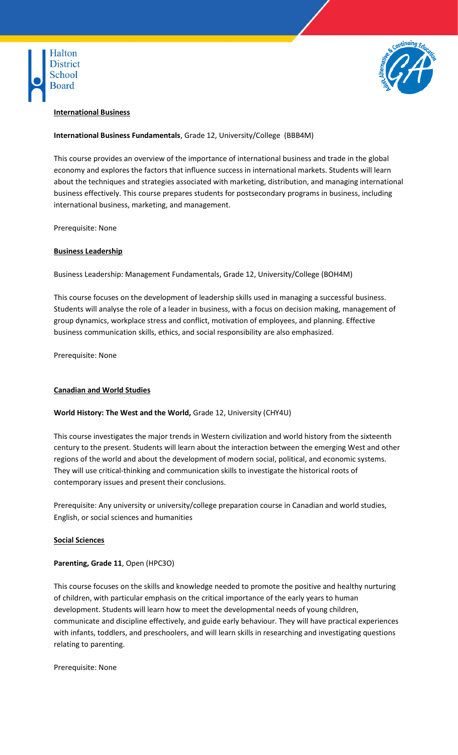## International Business

**International Business Fundamentals**, Grade 12, University/College (BBB4M)

This course provides an overview of the importance of international business and trade in the global economy and explores the factors that influence success in international markets. Students will learn about the techniques and strategies associated with marketing, distribution, and managing international business effectively. This course prepares students for postsecondary programs in business, including international business, marketing, and management.

Prerequisite: None

## Business Leadership

Business Leadership: Management Fundamentals, Grade 12, University/College (BOH4M)

This course focuses on the development of leadership skills used in managing a successful business. Students will analyse the role of a leader in business, with a focus on decision making, management of group dynamics, workplace stress and conflict, motivation of employees, and planning. Effective business communication skills, ethics, and social responsibility are also emphasized.

Prerequisite: None

## Canadian and World Studies

**World History: The West and the World,** Grade 12, University (CHY4U)

This course investigates the major trends in Western civilization and world history from the sixteenth century to the present. Students will learn about the interaction between the emerging West and other regions of the world and about the development of modern social, political, and economic systems. They will use critical-thinking and communication skills to investigate the historical roots of contemporary issues and present their conclusions.

Prerequisite: Any university or university/college preparation course in Canadian and world studies, English, or social sciences and humanities

## Social Sciences

**Parenting, Grade 11**, Open (HPC3O)

This course focuses on the skills and knowledge needed to promote the positive and healthy nurturing of children, with particular emphasis on the critical importance of the early years to human development. Students will learn how to meet the developmental needs of young children, communicate and discipline effectively, and guide early behaviour. They will have practical experiences with infants, toddlers, and preschoolers, and will learn skills in researching and investigating questions relating to parenting.

Prerequisite: None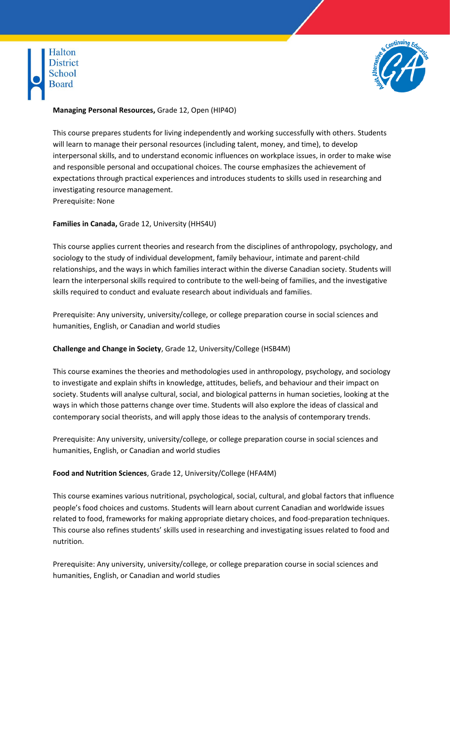**Managing Personal Resources,** Grade 12, Open (HIP4O)

This course prepares students for living independently and working successfully with others. Students will learn to manage their personal resources (including talent, money, and time), to develop interpersonal skills, and to understand economic influences on workplace issues, in order to make wise and responsible personal and occupational choices. The course emphasizes the achievement of expectations through practical experiences and introduces students to skills used in researching and investigating resource management.
Prerequisite: None

**Families in Canada,** Grade 12, University (HHS4U)

This course applies current theories and research from the disciplines of anthropology, psychology, and sociology to the study of individual development, family behaviour, intimate and parent-child relationships, and the ways in which families interact within the diverse Canadian society. Students will learn the interpersonal skills required to contribute to the well-being of families, and the investigative skills required to conduct and evaluate research about individuals and families.

Prerequisite: Any university, university/college, or college preparation course in social sciences and humanities, English, or Canadian and world studies

**Challenge and Change in Society**, Grade 12, University/College (HSB4M)

This course examines the theories and methodologies used in anthropology, psychology, and sociology to investigate and explain shifts in knowledge, attitudes, beliefs, and behaviour and their impact on society. Students will analyse cultural, social, and biological patterns in human societies, looking at the ways in which those patterns change over time. Students will also explore the ideas of classical and contemporary social theorists, and will apply those ideas to the analysis of contemporary trends.

Prerequisite: Any university, university/college, or college preparation course in social sciences and humanities, English, or Canadian and world studies

**Food and Nutrition Sciences**, Grade 12, University/College (HFA4M)

This course examines various nutritional, psychological, social, cultural, and global factors that influence people's food choices and customs. Students will learn about current Canadian and worldwide issues related to food, frameworks for making appropriate dietary choices, and food-preparation techniques. This course also refines students' skills used in researching and investigating issues related to food and nutrition.

Prerequisite: Any university, university/college, or college preparation course in social sciences and humanities, English, or Canadian and world studies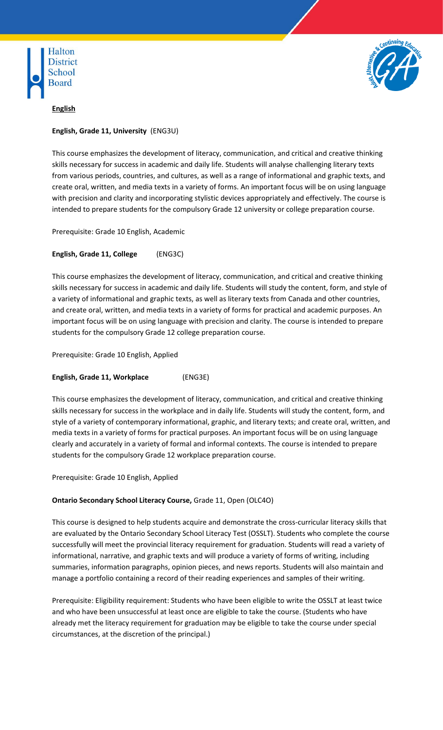**English**

**English, Grade 11, University** (ENG3U)

This course emphasizes the development of literacy, communication, and critical and creative thinking skills necessary for success in academic and daily life. Students will analyse challenging literary texts from various periods, countries, and cultures, as well as a range of informational and graphic texts, and create oral, written, and media texts in a variety of forms. An important focus will be on using language with precision and clarity and incorporating stylistic devices appropriately and effectively. The course is intended to prepare students for the compulsory Grade 12 university or college preparation course.

Prerequisite: Grade 10 English, Academic

**English, Grade 11, College** (ENG3C)

This course emphasizes the development of literacy, communication, and critical and creative thinking skills necessary for success in academic and daily life. Students will study the content, form, and style of a variety of informational and graphic texts, as well as literary texts from Canada and other countries, and create oral, written, and media texts in a variety of forms for practical and academic purposes. An important focus will be on using language with precision and clarity. The course is intended to prepare students for the compulsory Grade 12 college preparation course.

Prerequisite: Grade 10 English, Applied

**English, Grade 11, Workplace** (ENG3E)

This course emphasizes the development of literacy, communication, and critical and creative thinking skills necessary for success in the workplace and in daily life. Students will study the content, form, and style of a variety of contemporary informational, graphic, and literary texts; and create oral, written, and media texts in a variety of forms for practical purposes. An important focus will be on using language clearly and accurately in a variety of formal and informal contexts. The course is intended to prepare students for the compulsory Grade 12 workplace preparation course.

Prerequisite: Grade 10 English, Applied

**Ontario Secondary School Literacy Course,** Grade 11, Open (OLC4O)

This course is designed to help students acquire and demonstrate the cross-curricular literacy skills that are evaluated by the Ontario Secondary School Literacy Test (OSSLT). Students who complete the course successfully will meet the provincial literacy requirement for graduation. Students will read a variety of informational, narrative, and graphic texts and will produce a variety of forms of writing, including summaries, information paragraphs, opinion pieces, and news reports. Students will also maintain and manage a portfolio containing a record of their reading experiences and samples of their writing.

Prerequisite: Eligibility requirement: Students who have been eligible to write the OSSLT at least twice and who have been unsuccessful at least once are eligible to take the course. (Students who have already met the literacy requirement for graduation may be eligible to take the course under special circumstances, at the discretion of the principal.)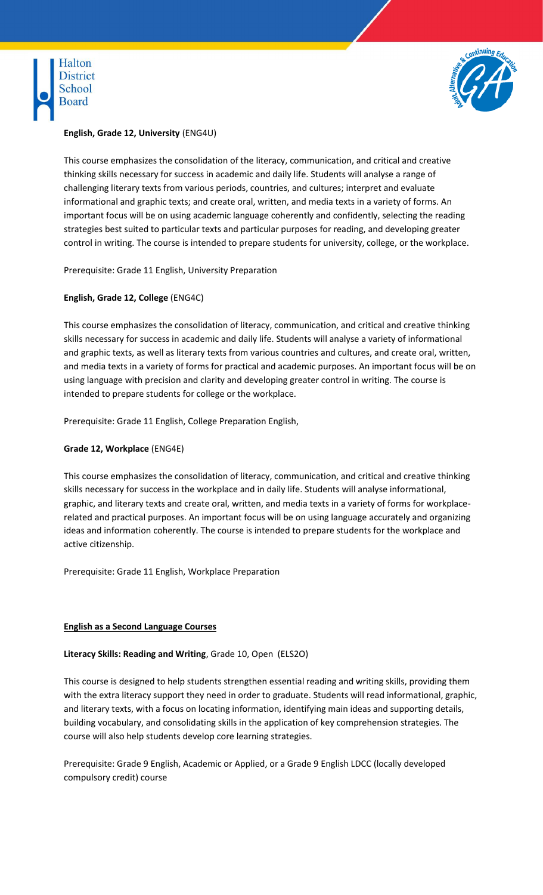**English, Grade 12, University** (ENG4U)

This course emphasizes the consolidation of the literacy, communication, and critical and creative thinking skills necessary for success in academic and daily life. Students will analyse a range of challenging literary texts from various periods, countries, and cultures; interpret and evaluate informational and graphic texts; and create oral, written, and media texts in a variety of forms. An important focus will be on using academic language coherently and confidently, selecting the reading strategies best suited to particular texts and particular purposes for reading, and developing greater control in writing. The course is intended to prepare students for university, college, or the workplace.

Prerequisite: Grade 11 English, University Preparation

**English, Grade 12, College** (ENG4C)

This course emphasizes the consolidation of literacy, communication, and critical and creative thinking skills necessary for success in academic and daily life. Students will analyse a variety of informational and graphic texts, as well as literary texts from various countries and cultures, and create oral, written, and media texts in a variety of forms for practical and academic purposes. An important focus will be on using language with precision and clarity and developing greater control in writing. The course is intended to prepare students for college or the workplace.

Prerequisite: Grade 11 English, College Preparation English,

**Grade 12, Workplace** (ENG4E)

This course emphasizes the consolidation of literacy, communication, and critical and creative thinking skills necessary for success in the workplace and in daily life. Students will analyse informational, graphic, and literary texts and create oral, written, and media texts in a variety of forms for workplace-related and practical purposes. An important focus will be on using language accurately and organizing ideas and information coherently. The course is intended to prepare students for the workplace and active citizenship.

Prerequisite: Grade 11 English, Workplace Preparation

**English as a Second Language Courses**

**Literacy Skills: Reading and Writing**, Grade 10, Open (ELS2O)

This course is designed to help students strengthen essential reading and writing skills, providing them with the extra literacy support they need in order to graduate. Students will read informational, graphic, and literary texts, with a focus on locating information, identifying main ideas and supporting details, building vocabulary, and consolidating skills in the application of key comprehension strategies. The course will also help students develop core learning strategies.

Prerequisite: Grade 9 English, Academic or Applied, or a Grade 9 English LDCC (locally developed compulsory credit) course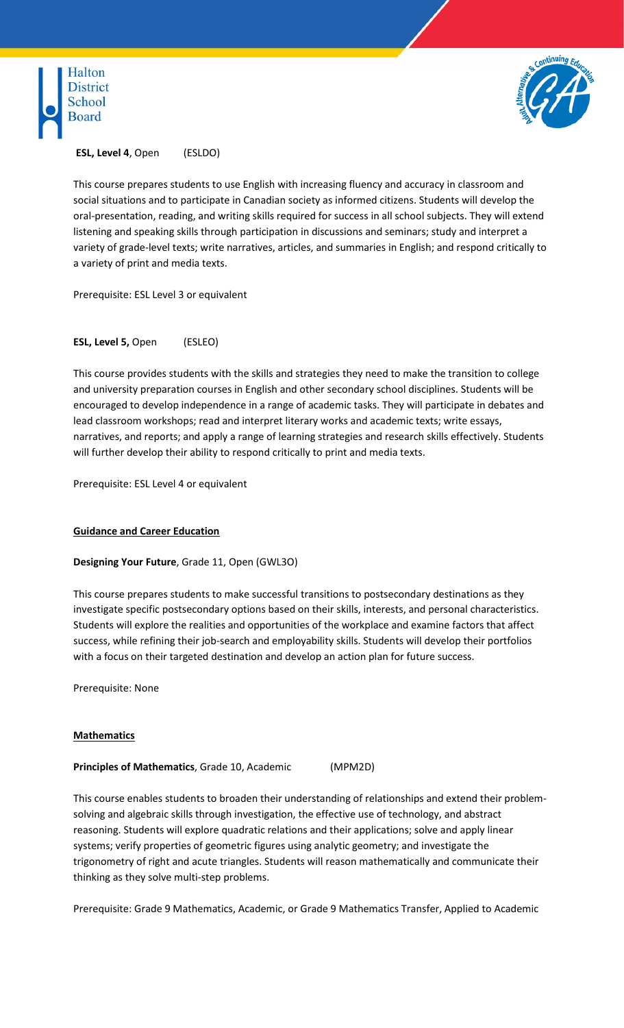**ESL, Level 4**, Open (ESLDO)

This course prepares students to use English with increasing fluency and accuracy in classroom and social situations and to participate in Canadian society as informed citizens. Students will develop the oral-presentation, reading, and writing skills required for success in all school subjects. They will extend listening and speaking skills through participation in discussions and seminars; study and interpret a variety of grade-level texts; write narratives, articles, and summaries in English; and respond critically to a variety of print and media texts.

Prerequisite: ESL Level 3 or equivalent

**ESL, Level 5,** Open (ESLEO)

This course provides students with the skills and strategies they need to make the transition to college and university preparation courses in English and other secondary school disciplines. Students will be encouraged to develop independence in a range of academic tasks. They will participate in debates and lead classroom workshops; read and interpret literary works and academic texts; write essays, narratives, and reports; and apply a range of learning strategies and research skills effectively. Students will further develop their ability to respond critically to print and media texts.

Prerequisite: ESL Level 4 or equivalent

## Guidance and Career Education

**Designing Your Future**, Grade 11, Open (GWL3O)

This course prepares students to make successful transitions to postsecondary destinations as they investigate specific postsecondary options based on their skills, interests, and personal characteristics. Students will explore the realities and opportunities of the workplace and examine factors that affect success, while refining their job-search and employability skills. Students will develop their portfolios with a focus on their targeted destination and develop an action plan for future success.

Prerequisite: None

## Mathematics

**Principles of Mathematics**, Grade 10, Academic (MPM2D)

This course enables students to broaden their understanding of relationships and extend their problem-solving and algebraic skills through investigation, the effective use of technology, and abstract reasoning. Students will explore quadratic relations and their applications; solve and apply linear systems; verify properties of geometric figures using analytic geometry; and investigate the trigonometry of right and acute triangles. Students will reason mathematically and communicate their thinking as they solve multi-step problems.

Prerequisite: Grade 9 Mathematics, Academic, or Grade 9 Mathematics Transfer, Applied to Academic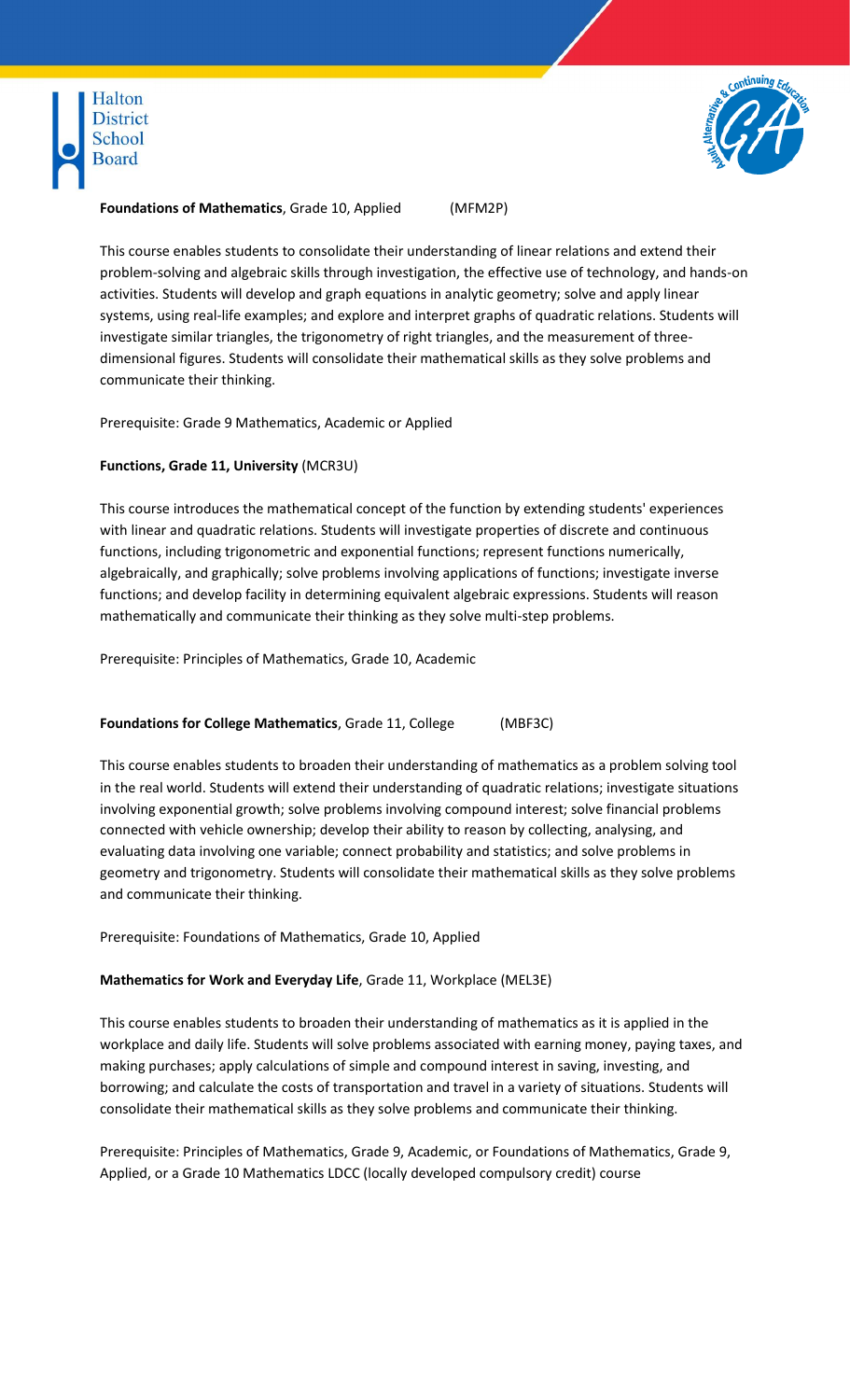**Foundations of Mathematics**, Grade 10, Applied (MFM2P)

This course enables students to consolidate their understanding of linear relations and extend their problem-solving and algebraic skills through investigation, the effective use of technology, and hands-on activities. Students will develop and graph equations in analytic geometry; solve and apply linear systems, using real-life examples; and explore and interpret graphs of quadratic relations. Students will investigate similar triangles, the trigonometry of right triangles, and the measurement of three-dimensional figures. Students will consolidate their mathematical skills as they solve problems and communicate their thinking.

Prerequisite: Grade 9 Mathematics, Academic or Applied

**Functions, Grade 11, University** (MCR3U)

This course introduces the mathematical concept of the function by extending students' experiences with linear and quadratic relations. Students will investigate properties of discrete and continuous functions, including trigonometric and exponential functions; represent functions numerically, algebraically, and graphically; solve problems involving applications of functions; investigate inverse functions; and develop facility in determining equivalent algebraic expressions. Students will reason mathematically and communicate their thinking as they solve multi-step problems.

Prerequisite: Principles of Mathematics, Grade 10, Academic

**Foundations for College Mathematics**, Grade 11, College (MBF3C)

This course enables students to broaden their understanding of mathematics as a problem solving tool in the real world. Students will extend their understanding of quadratic relations; investigate situations involving exponential growth; solve problems involving compound interest; solve financial problems connected with vehicle ownership; develop their ability to reason by collecting, analysing, and evaluating data involving one variable; connect probability and statistics; and solve problems in geometry and trigonometry. Students will consolidate their mathematical skills as they solve problems and communicate their thinking.

Prerequisite: Foundations of Mathematics, Grade 10, Applied

**Mathematics for Work and Everyday Life**, Grade 11, Workplace (MEL3E)

This course enables students to broaden their understanding of mathematics as it is applied in the workplace and daily life. Students will solve problems associated with earning money, paying taxes, and making purchases; apply calculations of simple and compound interest in saving, investing, and borrowing; and calculate the costs of transportation and travel in a variety of situations. Students will consolidate their mathematical skills as they solve problems and communicate their thinking.

Prerequisite: Principles of Mathematics, Grade 9, Academic, or Foundations of Mathematics, Grade 9, Applied, or a Grade 10 Mathematics LDCC (locally developed compulsory credit) course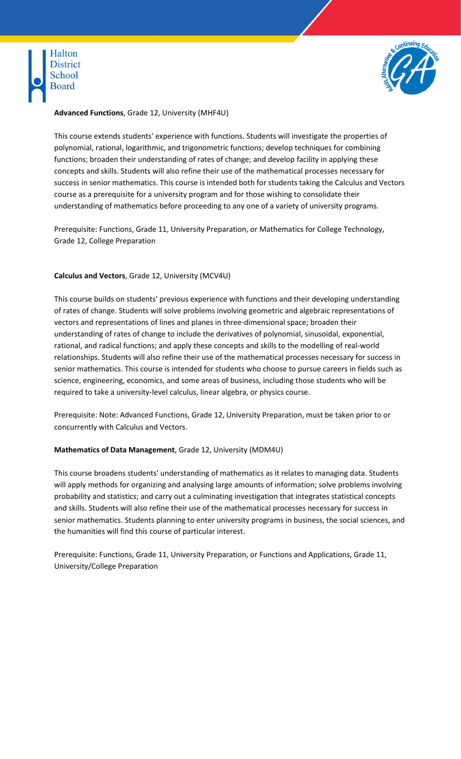**Advanced Functions**, Grade 12, University (MHF4U)

This course extends students' experience with functions. Students will investigate the properties of polynomial, rational, logarithmic, and trigonometric functions; develop techniques for combining functions; broaden their understanding of rates of change; and develop facility in applying these concepts and skills. Students will also refine their use of the mathematical processes necessary for success in senior mathematics. This course is intended both for students taking the Calculus and Vectors course as a prerequisite for a university program and for those wishing to consolidate their understanding of mathematics before proceeding to any one of a variety of university programs.

Prerequisite: Functions, Grade 11, University Preparation, or Mathematics for College Technology, Grade 12, College Preparation

**Calculus and Vectors**, Grade 12, University (MCV4U)

This course builds on students' previous experience with functions and their developing understanding of rates of change. Students will solve problems involving geometric and algebraic representations of vectors and representations of lines and planes in three-dimensional space; broaden their understanding of rates of change to include the derivatives of polynomial, sinusoidal, exponential, rational, and radical functions; and apply these concepts and skills to the modelling of real-world relationships. Students will also refine their use of the mathematical processes necessary for success in senior mathematics. This course is intended for students who choose to pursue careers in fields such as science, engineering, economics, and some areas of business, including those students who will be required to take a university-level calculus, linear algebra, or physics course.

Prerequisite: Note: Advanced Functions, Grade 12, University Preparation, must be taken prior to or concurrently with Calculus and Vectors.

**Mathematics of Data Management**, Grade 12, University (MDM4U)

This course broadens students' understanding of mathematics as it relates to managing data. Students will apply methods for organizing and analysing large amounts of information; solve problems involving probability and statistics; and carry out a culminating investigation that integrates statistical concepts and skills. Students will also refine their use of the mathematical processes necessary for success in senior mathematics. Students planning to enter university programs in business, the social sciences, and the humanities will find this course of particular interest.

Prerequisite: Functions, Grade 11, University Preparation, or Functions and Applications, Grade 11, University/College Preparation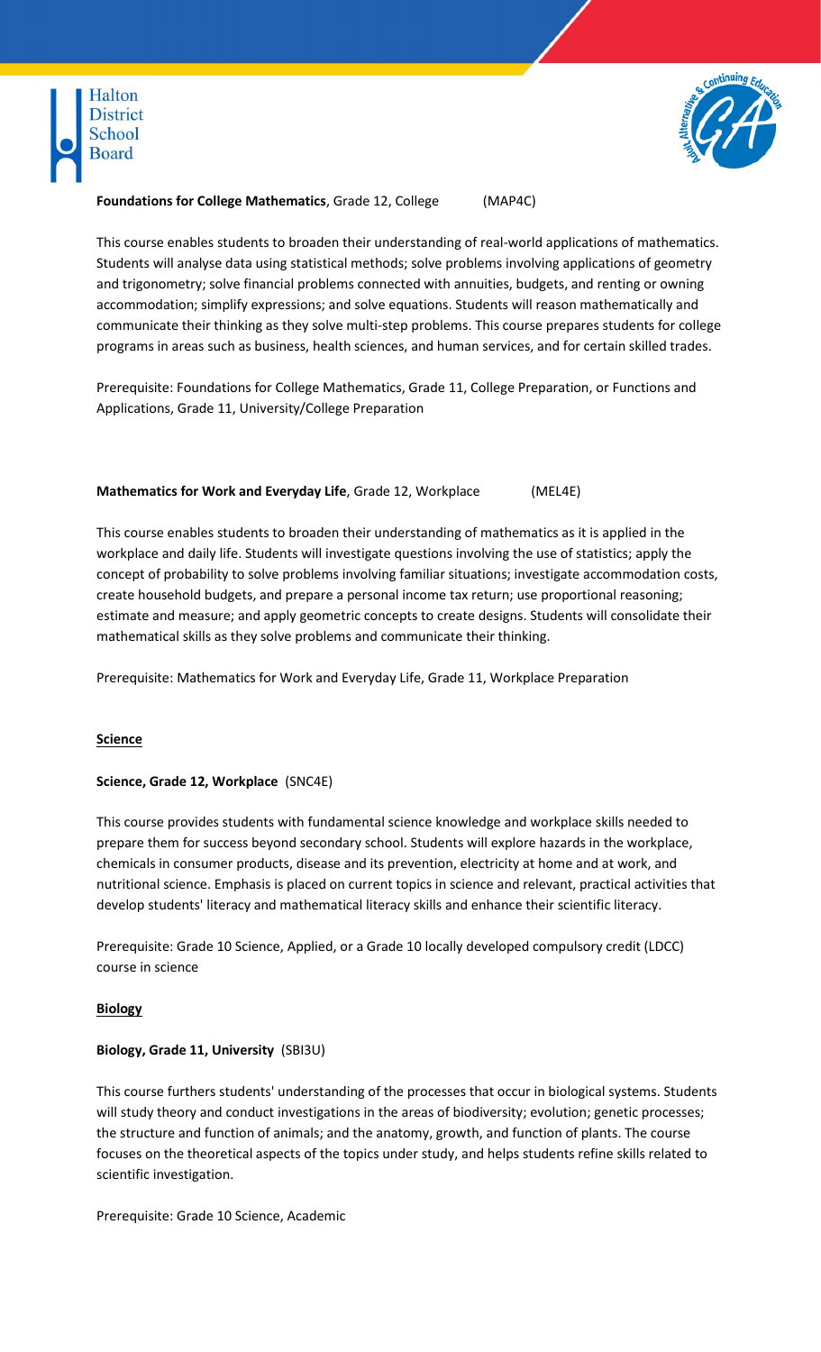**Foundations for College Mathematics**, Grade 12, College (MAP4C)

This course enables students to broaden their understanding of real-world applications of mathematics. Students will analyse data using statistical methods; solve problems involving applications of geometry and trigonometry; solve financial problems connected with annuities, budgets, and renting or owning accommodation; simplify expressions; and solve equations. Students will reason mathematically and communicate their thinking as they solve multi-step problems. This course prepares students for college programs in areas such as business, health sciences, and human services, and for certain skilled trades.

Prerequisite: Foundations for College Mathematics, Grade 11, College Preparation, or Functions and Applications, Grade 11, University/College Preparation

**Mathematics for Work and Everyday Life**, Grade 12, Workplace (MEL4E)

This course enables students to broaden their understanding of mathematics as it is applied in the workplace and daily life. Students will investigate questions involving the use of statistics; apply the concept of probability to solve problems involving familiar situations; investigate accommodation costs, create household budgets, and prepare a personal income tax return; use proportional reasoning; estimate and measure; and apply geometric concepts to create designs. Students will consolidate their mathematical skills as they solve problems and communicate their thinking.

Prerequisite: Mathematics for Work and Everyday Life, Grade 11, Workplace Preparation

## Science

**Science, Grade 12, Workplace** (SNC4E)

This course provides students with fundamental science knowledge and workplace skills needed to prepare them for success beyond secondary school. Students will explore hazards in the workplace, chemicals in consumer products, disease and its prevention, electricity at home and at work, and nutritional science. Emphasis is placed on current topics in science and relevant, practical activities that develop students' literacy and mathematical literacy skills and enhance their scientific literacy.

Prerequisite: Grade 10 Science, Applied, or a Grade 10 locally developed compulsory credit (LDCC) course in science

## Biology

**Biology, Grade 11, University** (SBI3U)

This course furthers students' understanding of the processes that occur in biological systems. Students will study theory and conduct investigations in the areas of biodiversity; evolution; genetic processes; the structure and function of animals; and the anatomy, growth, and function of plants. The course focuses on the theoretical aspects of the topics under study, and helps students refine skills related to scientific investigation.

Prerequisite: Grade 10 Science, Academic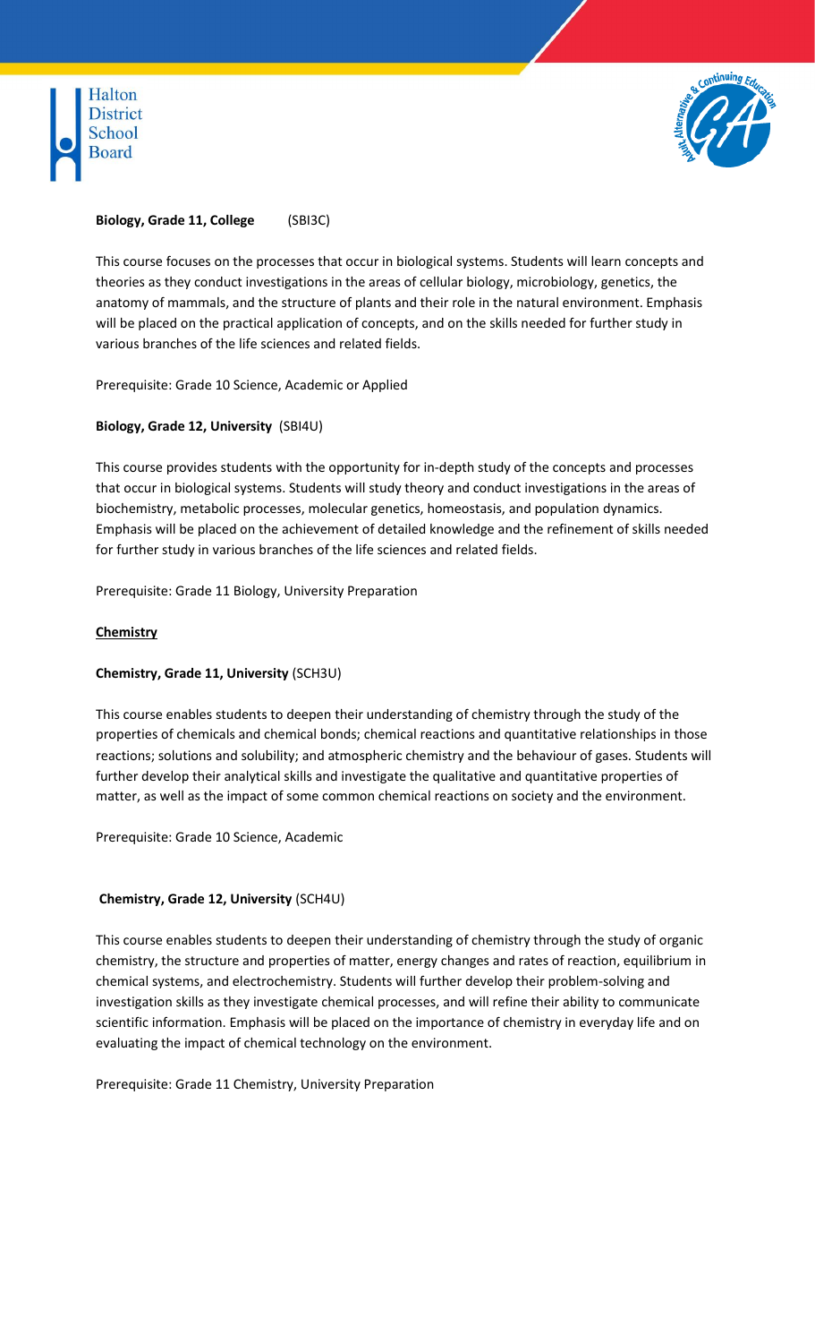**Biology, Grade 11, College** (SBI3C)

This course focuses on the processes that occur in biological systems. Students will learn concepts and theories as they conduct investigations in the areas of cellular biology, microbiology, genetics, the anatomy of mammals, and the structure of plants and their role in the natural environment. Emphasis will be placed on the practical application of concepts, and on the skills needed for further study in various branches of the life sciences and related fields.

Prerequisite: Grade 10 Science, Academic or Applied

**Biology, Grade 12, University** (SBI4U)

This course provides students with the opportunity for in-depth study of the concepts and processes that occur in biological systems. Students will study theory and conduct investigations in the areas of biochemistry, metabolic processes, molecular genetics, homeostasis, and population dynamics. Emphasis will be placed on the achievement of detailed knowledge and the refinement of skills needed for further study in various branches of the life sciences and related fields.

Prerequisite: Grade 11 Biology, University Preparation

## Chemistry

**Chemistry, Grade 11, University** (SCH3U)

This course enables students to deepen their understanding of chemistry through the study of the properties of chemicals and chemical bonds; chemical reactions and quantitative relationships in those reactions; solutions and solubility; and atmospheric chemistry and the behaviour of gases. Students will further develop their analytical skills and investigate the qualitative and quantitative properties of matter, as well as the impact of some common chemical reactions on society and the environment.

Prerequisite: Grade 10 Science, Academic

**Chemistry, Grade 12, University** (SCH4U)

This course enables students to deepen their understanding of chemistry through the study of organic chemistry, the structure and properties of matter, energy changes and rates of reaction, equilibrium in chemical systems, and electrochemistry. Students will further develop their problem-solving and investigation skills as they investigate chemical processes, and will refine their ability to communicate scientific information. Emphasis will be placed on the importance of chemistry in everyday life and on evaluating the impact of chemical technology on the environment.

Prerequisite: Grade 11 Chemistry, University Preparation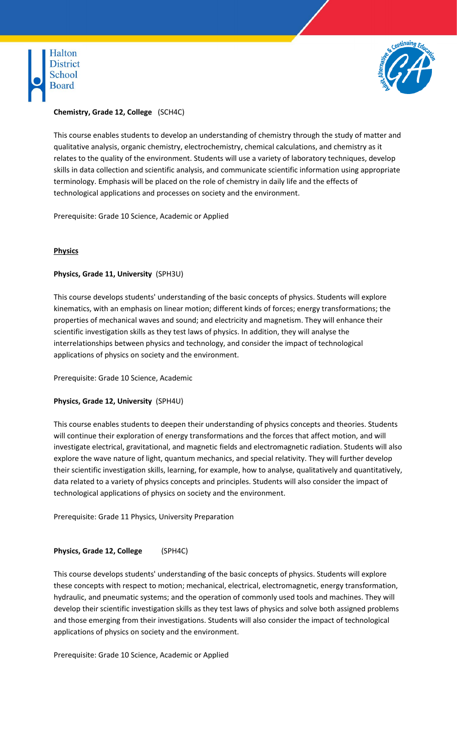**Chemistry, Grade 12, College** (SCH4C)

This course enables students to develop an understanding of chemistry through the study of matter and qualitative analysis, organic chemistry, electrochemistry, chemical calculations, and chemistry as it relates to the quality of the environment. Students will use a variety of laboratory techniques, develop skills in data collection and scientific analysis, and communicate scientific information using appropriate terminology. Emphasis will be placed on the role of chemistry in daily life and the effects of technological applications and processes on society and the environment.

Prerequisite: Grade 10 Science, Academic or Applied

## Physics

**Physics, Grade 11, University** (SPH3U)

This course develops students' understanding of the basic concepts of physics. Students will explore kinematics, with an emphasis on linear motion; different kinds of forces; energy transformations; the properties of mechanical waves and sound; and electricity and magnetism. They will enhance their scientific investigation skills as they test laws of physics. In addition, they will analyse the interrelationships between physics and technology, and consider the impact of technological applications of physics on society and the environment.

Prerequisite: Grade 10 Science, Academic

**Physics, Grade 12, University** (SPH4U)

This course enables students to deepen their understanding of physics concepts and theories. Students will continue their exploration of energy transformations and the forces that affect motion, and will investigate electrical, gravitational, and magnetic fields and electromagnetic radiation. Students will also explore the wave nature of light, quantum mechanics, and special relativity. They will further develop their scientific investigation skills, learning, for example, how to analyse, qualitatively and quantitatively, data related to a variety of physics concepts and principles. Students will also consider the impact of technological applications of physics on society and the environment.

Prerequisite: Grade 11 Physics, University Preparation

**Physics, Grade 12, College** (SPH4C)

This course develops students' understanding of the basic concepts of physics. Students will explore these concepts with respect to motion; mechanical, electrical, electromagnetic, energy transformation, hydraulic, and pneumatic systems; and the operation of commonly used tools and machines. They will develop their scientific investigation skills as they test laws of physics and solve both assigned problems and those emerging from their investigations. Students will also consider the impact of technological applications of physics on society and the environment.

Prerequisite: Grade 10 Science, Academic or Applied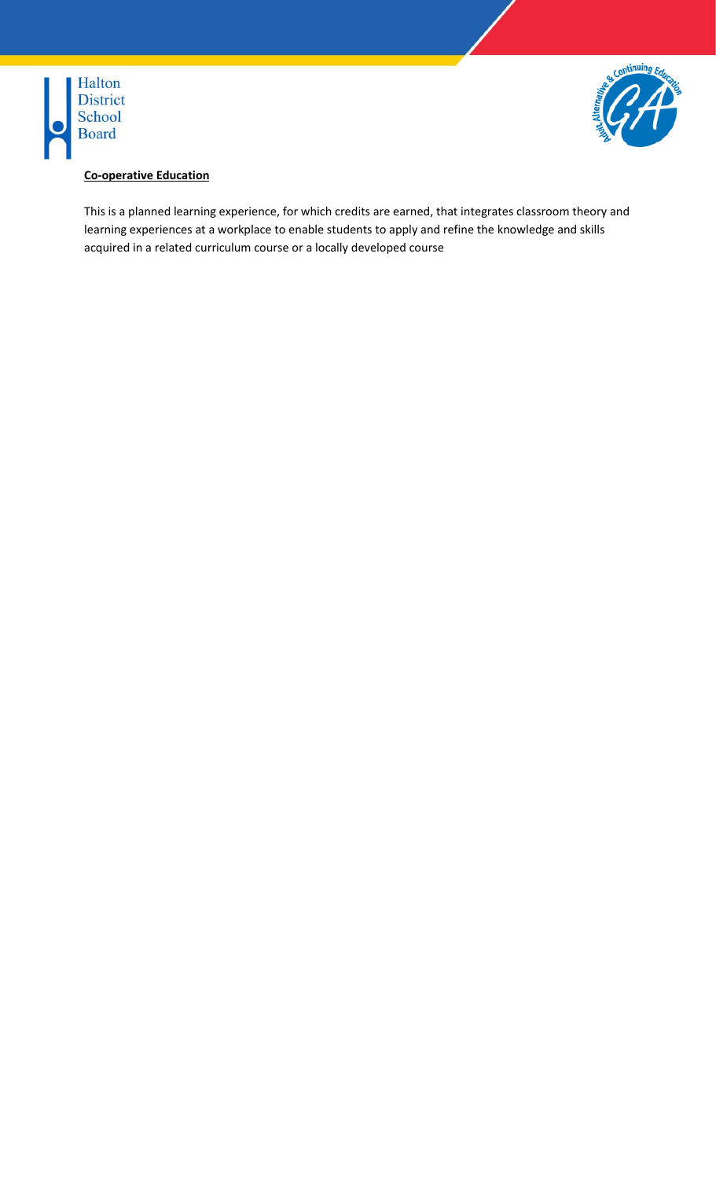**Co-operative Education**

This is a planned learning experience, for which credits are earned, that integrates classroom theory and learning experiences at a workplace to enable students to apply and refine the knowledge and skills acquired in a related curriculum course or a locally developed course